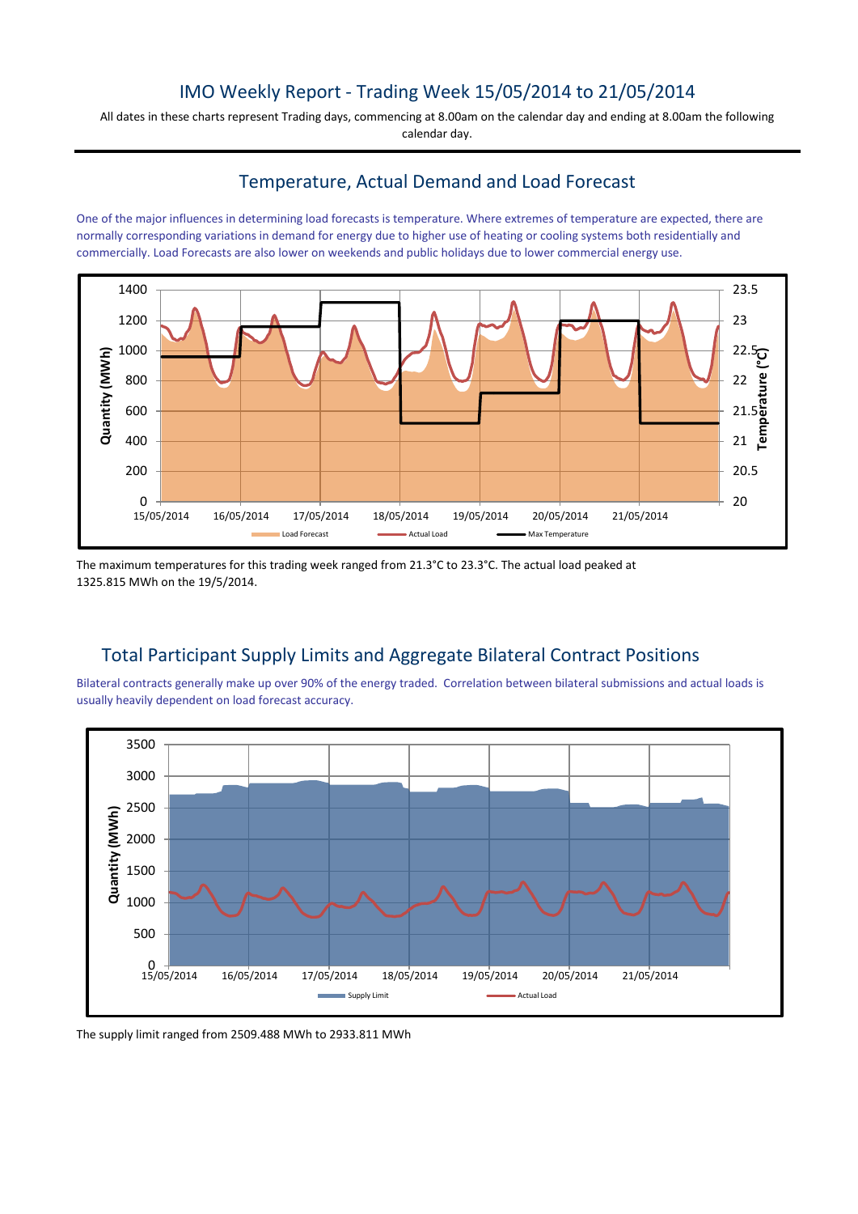# IMO Weekly Report - Trading Week 15/05/2014 to 21/05/2014

All dates in these charts represent Trading days, commencing at 8.00am on the calendar day and ending at 8.00am the following calendar day.

## Temperature, Actual Demand and Load Forecast

One of the major influences in determining load forecasts is temperature. Where extremes of temperature are expected, there are normally corresponding variations in demand for energy due to higher use of heating or cooling systems both residentially and commercially. Load Forecasts are also lower on weekends and public holidays due to lower commercial energy use.

The maximum temperatures for this trading week ranged from 21.3°C to 23.3°C. The actual load peaked at 1325.815 MWh on the 19/5/2014.

## Total Participant Supply Limits and Aggregate Bilateral Contract Positions

Bilateral contracts generally make up over 90% of the energy traded. Correlation between bilateral submissions and actual loads is usually heavily dependent on load forecast accuracy.

The supply limit ranged from 2509.488 MWh to 2933.811 MWh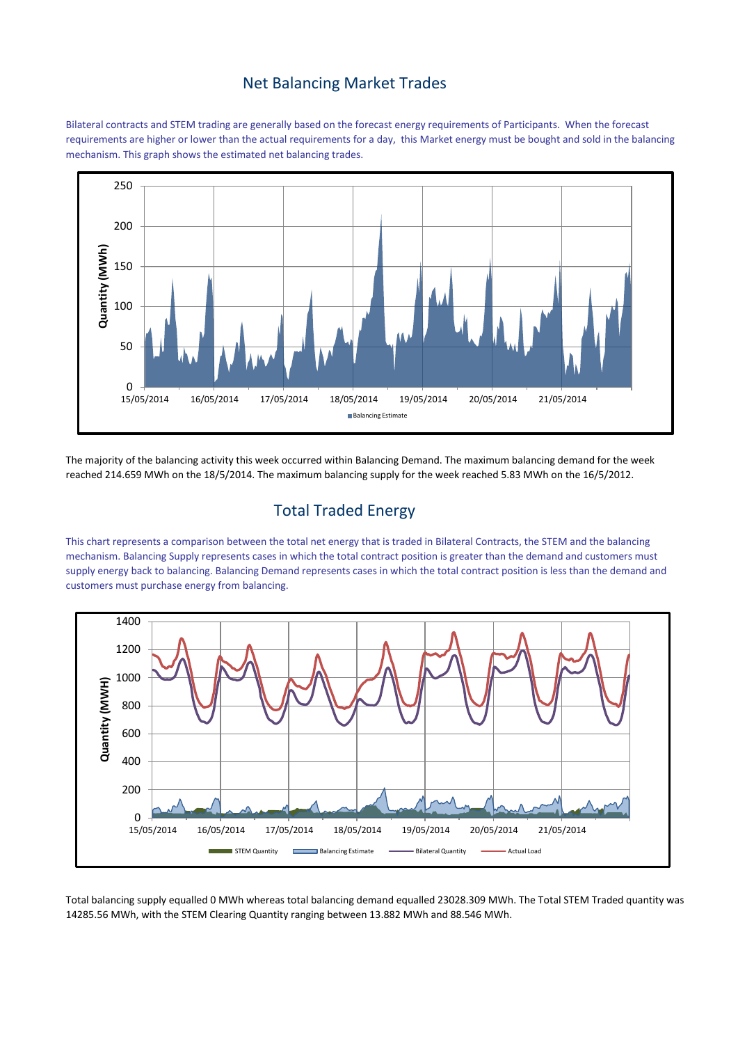## Net Balancing Market Trades

Bilateral contracts and STEM trading are generally based on the forecast energy requirements of Participants. When the forecast requirements are higher or lower than the actual requirements for a day, this Market energy must be bought and sold in the balancing mechanism. This graph shows the estimated net balancing trades.

The majority of the balancing activity this week occurred within Balancing Demand. The maximum balancing demand for the week reached 214.659 MWh on the 18/5/2014. The maximum balancing supply for the week reached 5.83 MWh on the 16/5/2012.

## Total Traded Energy

This chart represents a comparison between the total net energy that is traded in Bilateral Contracts, the STEM and the balancing mechanism. Balancing Supply represents cases in which the total contract position is greater than the demand and customers must supply energy back to balancing. Balancing Demand represents cases in which the total contract position is less than the demand and customers must purchase energy from balancing.

Total balancing supply equalled 0 MWh whereas total balancing demand equalled 23028.309 MWh. The Total STEM Traded quantity was 14285.56 MWh, with the STEM Clearing Quantity ranging between 13.882 MWh and 88.546 MWh.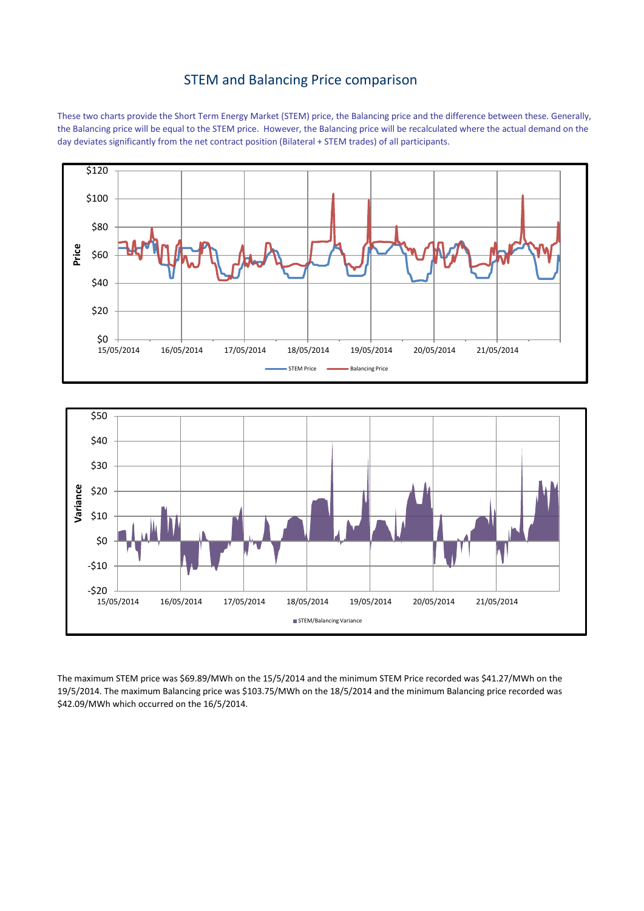# STEM and Balancing Price comparison

These two charts provide the Short Term Energy Market (STEM) price, the Balancing price and the difference between these. Generally, the Balancing price will be equal to the STEM price. However, the Balancing price will be recalculated where the actual demand on the day deviates significantly from the net contract position (Bilateral + STEM trades) of all participants.

Price
$120
$100
$80
$60
$40
$20
$0
15/05/2014
16/05/2014
17/05/2014
18/05/2014
19/05/2014
20/05/2014
21/05/2014
STEM Price
Balancing Price

Variance
$50
$40
$30
$20
$10
$0
-$10
-$20
15/05/2014
16/05/2014
17/05/2014
18/05/2014
19/05/2014
20/05/2014
21/05/2014
STEM/Balancing Variance

The maximum STEM price was $69.89/MWh on the 15/5/2014 and the minimum STEM Price recorded was $41.27/MWh on the 19/5/2014. The maximum Balancing price was $103.75/MWh on the 18/5/2014 and the minimum Balancing price recorded was $42.09/MWh which occurred on the 16/5/2014.